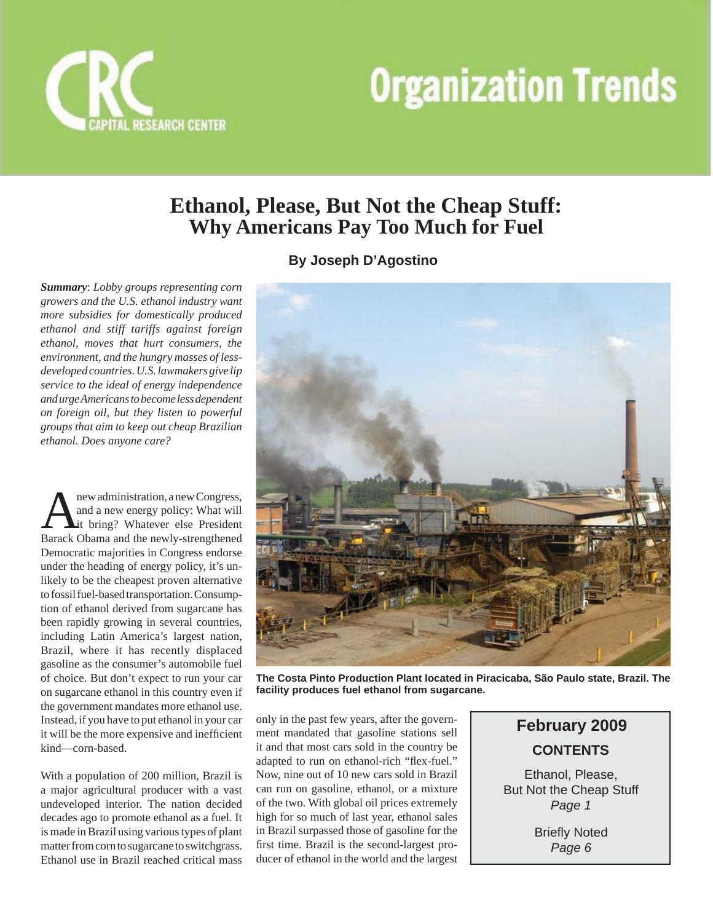# Organization Trends

CRC CAPITAL RESEARCH CENTER

## Ethanol, Please, But Not the Cheap Stuff: Why Americans Pay Too Much for Fuel

**By Joseph D'Agostino**

***Summary***: *Lobby groups representing corn growers and the U.S. ethanol industry want more subsidies for domestically produced ethanol and stiff tariffs against foreign ethanol, moves that hurt consumers, the environment, and the hungry masses of less-developed countries. U.S. lawmakers give lip service to the ideal of energy independence and urge Americans to become less dependent on foreign oil, but they listen to powerful groups that aim to keep out cheap Brazilian ethanol. Does anyone care?*

A new administration, a new Congress, and a new energy policy: What will it bring? Whatever else President Barack Obama and the newly-strengthened Democratic majorities in Congress endorse under the heading of energy policy, it's unlikely to be the cheapest proven alternative to fossil fuel-based transportation. Consumption of ethanol derived from sugarcane has been rapidly growing in several countries, including Latin America's largest nation, Brazil, where it has recently displaced gasoline as the consumer's automobile fuel of choice. But don't expect to run your car on sugarcane ethanol in this country even if the government mandates more ethanol use. Instead, if you have to put ethanol in your car it will be the more expensive and inefficient kind—corn-based.

With a population of 200 million, Brazil is a major agricultural producer with a vast undeveloped interior. The nation decided decades ago to promote ethanol as a fuel. It is made in Brazil using various types of plant matter from corn to sugarcane to switchgrass. Ethanol use in Brazil reached critical mass only in the past few years, after the government mandated that gasoline stations sell it and that most cars sold in the country be adapted to run on ethanol-rich "flex-fuel." Now, nine out of 10 new cars sold in Brazil can run on gasoline, ethanol, or a mixture of the two. With global oil prices extremely high for so much of last year, ethanol sales in Brazil surpassed those of gasoline for the first time. Brazil is the second-largest producer of ethanol in the world and the largest

**The Costa Pinto Production Plant located in Piracicaba, São Paulo state, Brazil. The facility produces fuel ethanol from sugarcane.**

**February 2009**

**CONTENTS**

Ethanol, Please, But Not the Cheap Stuff
*Page 1*

Briefly Noted
*Page 6*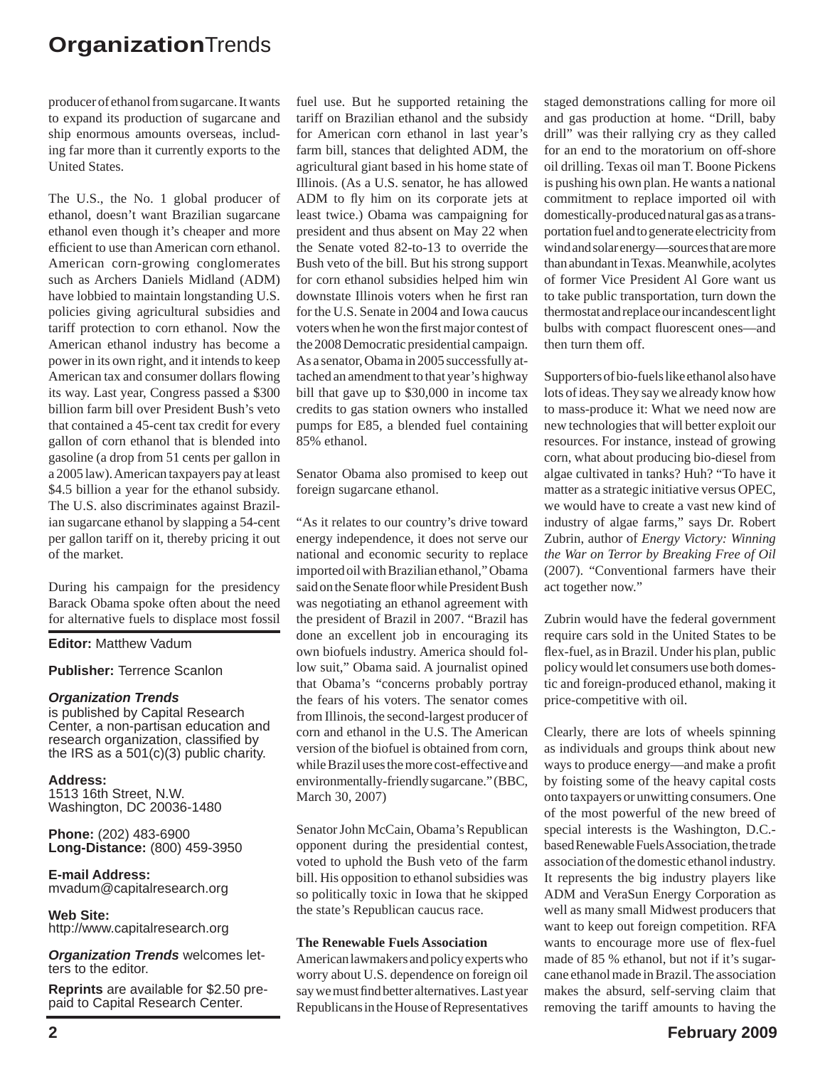producer of ethanol from sugarcane. It wants to expand its production of sugarcane and ship enormous amounts overseas, including far more than it currently exports to the United States.

The U.S., the No. 1 global producer of ethanol, doesn't want Brazilian sugarcane ethanol even though it's cheaper and more efficient to use than American corn ethanol. American corn-growing conglomerates such as Archers Daniels Midland (ADM) have lobbied to maintain longstanding U.S. policies giving agricultural subsidies and tariff protection to corn ethanol. Now the American ethanol industry has become a power in its own right, and it intends to keep American tax and consumer dollars flowing its way. Last year, Congress passed a $300 billion farm bill over President Bush's veto that contained a 45-cent tax credit for every gallon of corn ethanol that is blended into gasoline (a drop from 51 cents per gallon in a 2005 law). American taxpayers pay at least $4.5 billion a year for the ethanol subsidy. The U.S. also discriminates against Brazilian sugarcane ethanol by slapping a 54-cent per gallon tariff on it, thereby pricing it out of the market.

During his campaign for the presidency Barack Obama spoke often about the need for alternative fuels to displace most fossil fuel use. But he supported retaining the tariff on Brazilian ethanol and the subsidy for American corn ethanol in last year's farm bill, stances that delighted ADM, the agricultural giant based in his home state of Illinois. (As a U.S. senator, he has allowed ADM to fly him on its corporate jets at least twice.) Obama was campaigning for president and thus absent on May 22 when the Senate voted 82-to-13 to override the Bush veto of the bill. But his strong support for corn ethanol subsidies helped him win downstate Illinois voters when he first ran for the U.S. Senate in 2004 and Iowa caucus voters when he won the first major contest of the 2008 Democratic presidential campaign. As a senator, Obama in 2005 successfully attached an amendment to that year's highway bill that gave up to $30,000 in income tax credits to gas station owners who installed pumps for E85, a blended fuel containing 85% ethanol.

Senator Obama also promised to keep out foreign sugarcane ethanol.

"As it relates to our country's drive toward energy independence, it does not serve our national and economic security to replace imported oil with Brazilian ethanol," Obama said on the Senate floor while President Bush was negotiating an ethanol agreement with the president of Brazil in 2007. "Brazil has done an excellent job in encouraging its own biofuels industry. America should follow suit," Obama said. A journalist opined that Obama's "concerns probably portray the fears of his voters. The senator comes from Illinois, the second-largest producer of corn and ethanol in the U.S. The American version of the biofuel is obtained from corn, while Brazil uses the more cost-effective and environmentally-friendly sugarcane." (BBC, March 30, 2007)

Senator John McCain, Obama's Republican opponent during the presidential contest, voted to uphold the Bush veto of the farm bill. His opposition to ethanol subsidies was so politically toxic in Iowa that he skipped the state's Republican caucus race.

**The Renewable Fuels Association**

American lawmakers and policy experts who worry about U.S. dependence on foreign oil say we must find better alternatives. Last year Republicans in the House of Representatives staged demonstrations calling for more oil and gas production at home. "Drill, baby drill" was their rallying cry as they called for an end to the moratorium on off-shore oil drilling. Texas oil man T. Boone Pickens is pushing his own plan. He wants a national commitment to replace imported oil with domestically-produced natural gas as a transportation fuel and to generate electricity from wind and solar energy—sources that are more than abundant in Texas. Meanwhile, acolytes of former Vice President Al Gore want us to take public transportation, turn down the thermostat and replace our incandescent light bulbs with compact fluorescent ones—and then turn them off.

Supporters of bio-fuels like ethanol also have lots of ideas. They say we already know how to mass-produce it: What we need now are new technologies that will better exploit our resources. For instance, instead of growing corn, what about producing bio-diesel from algae cultivated in tanks? Huh? "To have it matter as a strategic initiative versus OPEC, we would have to create a vast new kind of industry of algae farms," says Dr. Robert Zubrin, author of *Energy Victory: Winning the War on Terror by Breaking Free of Oil* (2007). "Conventional farmers have their act together now."

Zubrin would have the federal government require cars sold in the United States to be flex-fuel, as in Brazil. Under his plan, public policy would let consumers use both domestic and foreign-produced ethanol, making it price-competitive with oil.

Clearly, there are lots of wheels spinning as individuals and groups think about new ways to produce energy—and make a profit by foisting some of the heavy capital costs onto taxpayers or unwitting consumers. One of the most powerful of the new breed of special interests is the Washington, D.C.-based Renewable Fuels Association, the trade association of the domestic ethanol industry. It represents the big industry players like ADM and VeraSun Energy Corporation as well as many small Midwest producers that want to keep out foreign competition. RFA wants to encourage more use of flex-fuel made of 85 % ethanol, but not if it's sugarcane ethanol made in Brazil. The association makes the absurd, self-serving claim that removing the tariff amounts to having the

---

**Editor:** Matthew Vadum

**Publisher:** Terrence Scanlon

***Organization Trends*** is published by Capital Research Center, a non-partisan education and research organization, classified by the IRS as a 501(c)(3) public charity.

**Address:**
1513 16th Street, N.W.
Washington, DC 20036-1480

**Phone:** (202) 483-6900
**Long-Distance:** (800) 459-3950

**E-mail Address:**
mvadum@capitalresearch.org

**Web Site:**
http://www.capitalresearch.org

***Organization Trends*** welcomes letters to the editor.

**Reprints** are available for $2.50 prepaid to Capital Research Center.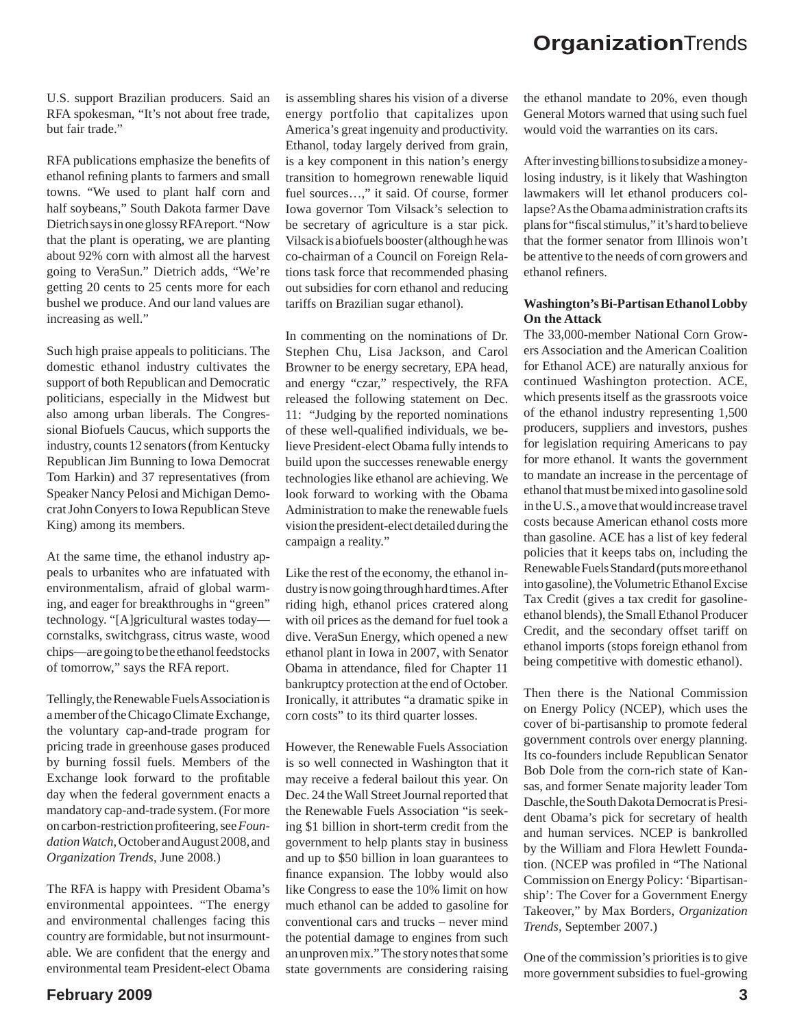U.S. support Brazilian producers. Said an RFA spokesman, "It's not about free trade, but fair trade."

RFA publications emphasize the benefits of ethanol refining plants to farmers and small towns. "We used to plant half corn and half soybeans," South Dakota farmer Dave Dietrich says in one glossy RFA report. "Now that the plant is operating, we are planting about 92% corn with almost all the harvest going to VeraSun." Dietrich adds, "We're getting 20 cents to 25 cents more for each bushel we produce. And our land values are increasing as well."

Such high praise appeals to politicians. The domestic ethanol industry cultivates the support of both Republican and Democratic politicians, especially in the Midwest but also among urban liberals. The Congressional Biofuels Caucus, which supports the industry, counts 12 senators (from Kentucky Republican Jim Bunning to Iowa Democrat Tom Harkin) and 37 representatives (from Speaker Nancy Pelosi and Michigan Democrat John Conyers to Iowa Republican Steve King) among its members.

At the same time, the ethanol industry appeals to urbanites who are infatuated with environmentalism, afraid of global warming, and eager for breakthroughs in "green" technology. "[A]gricultural wastes today—cornstalks, switchgrass, citrus waste, wood chips—are going to be the ethanol feedstocks of tomorrow," says the RFA report.

Tellingly, the Renewable Fuels Association is a member of the Chicago Climate Exchange, the voluntary cap-and-trade program for pricing trade in greenhouse gases produced by burning fossil fuels. Members of the Exchange look forward to the profitable day when the federal government enacts a mandatory cap-and-trade system. (For more on carbon-restriction profiteering, see *Foundation Watch*, October and August 2008, and *Organization Trends*, June 2008.)

The RFA is happy with President Obama's environmental appointees. "The energy and environmental challenges facing this country are formidable, but not insurmountable. We are confident that the energy and environmental team President-elect Obama is assembling shares his vision of a diverse energy portfolio that capitalizes upon America's great ingenuity and productivity. Ethanol, today largely derived from grain, is a key component in this nation's energy transition to homegrown renewable liquid fuel sources…," it said. Of course, former Iowa governor Tom Vilsack's selection to be secretary of agriculture is a star pick. Vilsack is a biofuels booster (although he was co-chairman of a Council on Foreign Relations task force that recommended phasing out subsidies for corn ethanol and reducing tariffs on Brazilian sugar ethanol).

In commenting on the nominations of Dr. Stephen Chu, Lisa Jackson, and Carol Browner to be energy secretary, EPA head, and energy "czar," respectively, the RFA released the following statement on Dec. 11: "Judging by the reported nominations of these well-qualified individuals, we believe President-elect Obama fully intends to build upon the successes renewable energy technologies like ethanol are achieving. We look forward to working with the Obama Administration to make the renewable fuels vision the president-elect detailed during the campaign a reality."

Like the rest of the economy, the ethanol industry is now going through hard times. After riding high, ethanol prices cratered along with oil prices as the demand for fuel took a dive. VeraSun Energy, which opened a new ethanol plant in Iowa in 2007, with Senator Obama in attendance, filed for Chapter 11 bankruptcy protection at the end of October. Ironically, it attributes "a dramatic spike in corn costs" to its third quarter losses.

However, the Renewable Fuels Association is so well connected in Washington that it may receive a federal bailout this year. On Dec. 24 the Wall Street Journal reported that the Renewable Fuels Association "is seeking $1 billion in short-term credit from the government to help plants stay in business and up to $50 billion in loan guarantees to finance expansion. The lobby would also like Congress to ease the 10% limit on how much ethanol can be added to gasoline for conventional cars and trucks – never mind the potential damage to engines from such an unproven mix." The story notes that some state governments are considering raising the ethanol mandate to 20%, even though General Motors warned that using such fuel would void the warranties on its cars.

After investing billions to subsidize a money-losing industry, is it likely that Washington lawmakers will let ethanol producers collapse? As the Obama administration crafts its plans for "fiscal stimulus," it's hard to believe that the former senator from Illinois won't be attentive to the needs of corn growers and ethanol refiners.

**Washington's Bi-Partisan Ethanol Lobby On the Attack**

The 33,000-member National Corn Growers Association and the American Coalition for Ethanol ACE) are naturally anxious for continued Washington protection. ACE, which presents itself as the grassroots voice of the ethanol industry representing 1,500 producers, suppliers and investors, pushes for legislation requiring Americans to pay for more ethanol. It wants the government to mandate an increase in the percentage of ethanol that must be mixed into gasoline sold in the U.S., a move that would increase travel costs because American ethanol costs more than gasoline. ACE has a list of key federal policies that it keeps tabs on, including the Renewable Fuels Standard (puts more ethanol into gasoline), the Volumetric Ethanol Excise Tax Credit (gives a tax credit for gasoline-ethanol blends), the Small Ethanol Producer Credit, and the secondary offset tariff on ethanol imports (stops foreign ethanol from being competitive with domestic ethanol).

Then there is the National Commission on Energy Policy (NCEP), which uses the cover of bi-partisanship to promote federal government controls over energy planning. Its co-founders include Republican Senator Bob Dole from the corn-rich state of Kansas, and former Senate majority leader Tom Daschle, the South Dakota Democrat is President Obama's pick for secretary of health and human services. NCEP is bankrolled by the William and Flora Hewlett Foundation. (NCEP was profiled in "The National Commission on Energy Policy: 'Bipartisanship': The Cover for a Government Energy Takeover," by Max Borders, *Organization Trends*, September 2007.)

One of the commission's priorities is to give more government subsidies to fuel-growing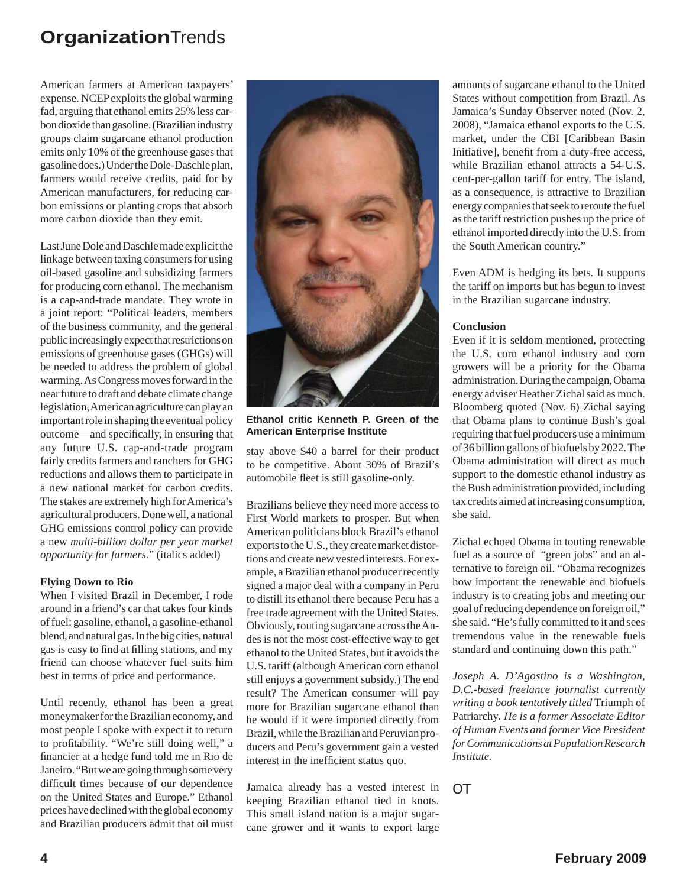American farmers at American taxpayers' expense. NCEP exploits the global warming fad, arguing that ethanol emits 25% less carbon dioxide than gasoline. (Brazilian industry groups claim sugarcane ethanol production emits only 10% of the greenhouse gases that gasoline does.) Under the Dole-Daschle plan, farmers would receive credits, paid for by American manufacturers, for reducing carbon emissions or planting crops that absorb more carbon dioxide than they emit.

Last June Dole and Daschle made explicit the linkage between taxing consumers for using oil-based gasoline and subsidizing farmers for producing corn ethanol. The mechanism is a cap-and-trade mandate. They wrote in a joint report: "Political leaders, members of the business community, and the general public increasingly expect that restrictions on emissions of greenhouse gases (GHGs) will be needed to address the problem of global warming. As Congress moves forward in the near future to draft and debate climate change legislation, American agriculture can play an important role in shaping the eventual policy outcome—and specifically, in ensuring that any future U.S. cap-and-trade program fairly credits farmers and ranchers for GHG reductions and allows them to participate in a new national market for carbon credits. The stakes are extremely high for America's agricultural producers. Done well, a national GHG emissions control policy can provide a new *multi-billion dollar per year market opportunity for farmers*." (italics added)

**Flying Down to Rio**

When I visited Brazil in December, I rode around in a friend's car that takes four kinds of fuel: gasoline, ethanol, a gasoline-ethanol blend, and natural gas. In the big cities, natural gas is easy to find at filling stations, and my friend can choose whatever fuel suits him best in terms of price and performance.

Until recently, ethanol has been a great moneymaker for the Brazilian economy, and most people I spoke with expect it to return to profitability. "We're still doing well," a financier at a hedge fund told me in Rio de Janeiro. "But we are going through some very difficult times because of our dependence on the United States and Europe." Ethanol prices have declined with the global economy and Brazilian producers admit that oil must stay above $40 a barrel for their product to be competitive. About 30% of Brazil's automobile fleet is still gasoline-only.

Ethanol critic Kenneth P. Green of the American Enterprise Institute

Brazilians believe they need more access to First World markets to prosper. But when American politicians block Brazil's ethanol exports to the U.S., they create market distortions and create new vested interests. For example, a Brazilian ethanol producer recently signed a major deal with a company in Peru to distill its ethanol there because Peru has a free trade agreement with the United States. Obviously, routing sugarcane across the Andes is not the most cost-effective way to get ethanol to the United States, but it avoids the U.S. tariff (although American corn ethanol still enjoys a government subsidy.) The end result? The American consumer will pay more for Brazilian sugarcane ethanol than he would if it were imported directly from Brazil, while the Brazilian and Peruvian producers and Peru's government gain a vested interest in the inefficient status quo.

Jamaica already has a vested interest in keeping Brazilian ethanol tied in knots. This small island nation is a major sugarcane grower and it wants to export large amounts of sugarcane ethanol to the United States without competition from Brazil. As Jamaica's Sunday Observer noted (Nov. 2, 2008), "Jamaica ethanol exports to the U.S. market, under the CBI [Caribbean Basin Initiative], benefit from a duty-free access, while Brazilian ethanol attracts a 54-U.S. cent-per-gallon tariff for entry. The island, as a consequence, is attractive to Brazilian energy companies that seek to reroute the fuel as the tariff restriction pushes up the price of ethanol imported directly into the U.S. from the South American country."

Even ADM is hedging its bets. It supports the tariff on imports but has begun to invest in the Brazilian sugarcane industry.

**Conclusion**

Even if it is seldom mentioned, protecting the U.S. corn ethanol industry and corn growers will be a priority for the Obama administration. During the campaign, Obama energy adviser Heather Zichal said as much. Bloomberg quoted (Nov. 6) Zichal saying that Obama plans to continue Bush's goal requiring that fuel producers use a minimum of 36 billion gallons of biofuels by 2022. The Obama administration will direct as much support to the domestic ethanol industry as the Bush administration provided, including tax credits aimed at increasing consumption, she said.

Zichal echoed Obama in touting renewable fuel as a source of "green jobs" and an alternative to foreign oil. "Obama recognizes how important the renewable and biofuels industry is to creating jobs and meeting our goal of reducing dependence on foreign oil," she said. "He's fully committed to it and sees tremendous value in the renewable fuels standard and continuing down this path."

*Joseph A. D'Agostino is a Washington, D.C.-based freelance journalist currently writing a book tentatively titled* Triumph of Patriarchy. *He is a former Associate Editor of Human Events and former Vice President for Communications at Population Research Institute.*

OT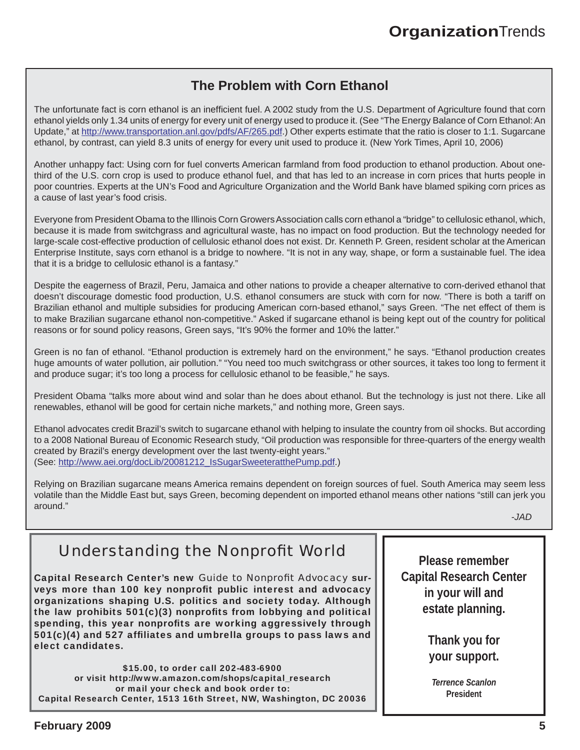## The Problem with Corn Ethanol

The unfortunate fact is corn ethanol is an inefficient fuel. A 2002 study from the U.S. Department of Agriculture found that corn ethanol yields only 1.34 units of energy for every unit of energy used to produce it. (See "The Energy Balance of Corn Ethanol: An Update," at http://www.transportation.anl.gov/pdfs/AF/265.pdf.) Other experts estimate that the ratio is closer to 1:1. Sugarcane ethanol, by contrast, can yield 8.3 units of energy for every unit used to produce it. (New York Times, April 10, 2006)

Another unhappy fact: Using corn for fuel converts American farmland from food production to ethanol production. About one-third of the U.S. corn crop is used to produce ethanol fuel, and that has led to an increase in corn prices that hurts people in poor countries. Experts at the UN's Food and Agriculture Organization and the World Bank have blamed spiking corn prices as a cause of last year's food crisis.

Everyone from President Obama to the Illinois Corn Growers Association calls corn ethanol a "bridge" to cellulosic ethanol, which, because it is made from switchgrass and agricultural waste, has no impact on food production. But the technology needed for large-scale cost-effective production of cellulosic ethanol does not exist. Dr. Kenneth P. Green, resident scholar at the American Enterprise Institute, says corn ethanol is a bridge to nowhere. "It is not in any way, shape, or form a sustainable fuel. The idea that it is a bridge to cellulosic ethanol is a fantasy."

Despite the eagerness of Brazil, Peru, Jamaica and other nations to provide a cheaper alternative to corn-derived ethanol that doesn't discourage domestic food production, U.S. ethanol consumers are stuck with corn for now. "There is both a tariff on Brazilian ethanol and multiple subsidies for producing American corn-based ethanol," says Green. "The net effect of them is to make Brazilian sugarcane ethanol non-competitive." Asked if sugarcane ethanol is being kept out of the country for political reasons or for sound policy reasons, Green says, "It's 90% the former and 10% the latter."

Green is no fan of ethanol. "Ethanol production is extremely hard on the environment," he says. "Ethanol production creates huge amounts of water pollution, air pollution." "You need too much switchgrass or other sources, it takes too long to ferment it and produce sugar; it's too long a process for cellulosic ethanol to be feasible," he says.

President Obama "talks more about wind and solar than he does about ethanol. But the technology is just not there. Like all renewables, ethanol will be good for certain niche markets," and nothing more, Green says.

Ethanol advocates credit Brazil's switch to sugarcane ethanol with helping to insulate the country from oil shocks. But according to a 2008 National Bureau of Economic Research study, "Oil production was responsible for three-quarters of the energy wealth created by Brazil's energy development over the last twenty-eight years."
(See: http://www.aei.org/docLib/20081212_IsSugarSweeteratthePump.pdf.)

Relying on Brazilian sugarcane means America remains dependent on foreign sources of fuel. South America may seem less volatile than the Middle East but, says Green, becoming dependent on imported ethanol means other nations "still can jerk you around."

*-JAD*

## Understanding the Nonprofit World

**Capital Research Center's new** Guide to Nonprofit Advocacy **surveys more than 100 key nonprofit public interest and advocacy organizations shaping U.S. politics and society today. Although the law prohibits 501(c)(3) nonprofits from lobbying and political spending, this year nonprofits are working aggressively through 501(c)(4) and 527 affiliates and umbrella groups to pass laws and elect candidates.**

**$15.00, to order call 202-483-6900**
**or visit http://www.amazon.com/shops/capital_research**
**or mail your check and book order to:**
**Capital Research Center, 1513 16th Street, NW, Washington, DC 20036**

**Please remember Capital Research Center in your will and estate planning.**

**Thank you for your support.**

***Terrence Scanlon***
**President**

**February 2009**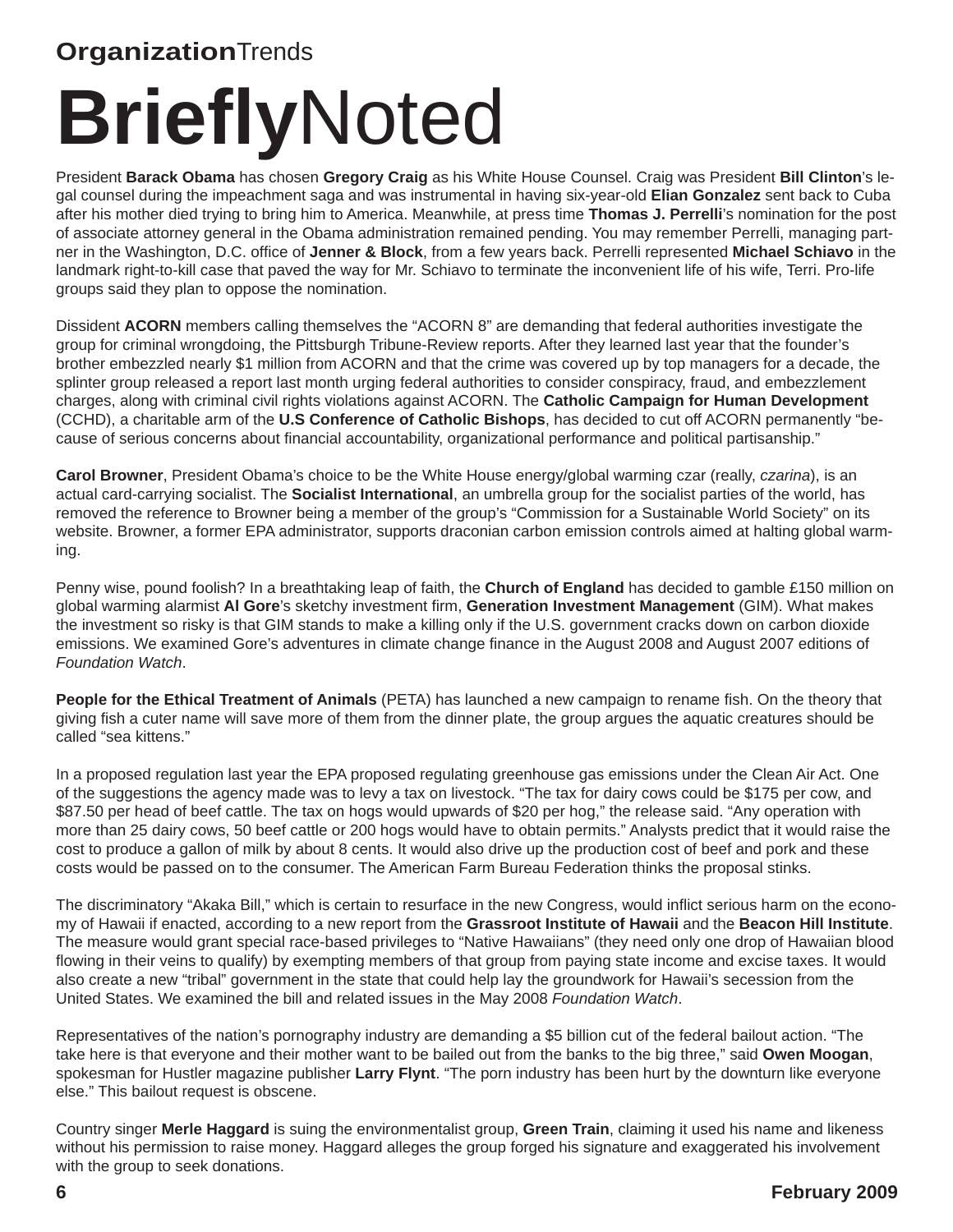**Organization**Trends

# **Briefly**Noted

President **Barack Obama** has chosen **Gregory Craig** as his White House Counsel. Craig was President **Bill Clinton**'s legal counsel during the impeachment saga and was instrumental in having six-year-old **Elian Gonzalez** sent back to Cuba after his mother died trying to bring him to America. Meanwhile, at press time **Thomas J. Perrelli**'s nomination for the post of associate attorney general in the Obama administration remained pending. You may remember Perrelli, managing partner in the Washington, D.C. office of **Jenner & Block**, from a few years back. Perrelli represented **Michael Schiavo** in the landmark right-to-kill case that paved the way for Mr. Schiavo to terminate the inconvenient life of his wife, Terri. Pro-life groups said they plan to oppose the nomination.

Dissident **ACORN** members calling themselves the "ACORN 8" are demanding that federal authorities investigate the group for criminal wrongdoing, the Pittsburgh Tribune-Review reports. After they learned last year that the founder's brother embezzled nearly $1 million from ACORN and that the crime was covered up by top managers for a decade, the splinter group released a report last month urging federal authorities to consider conspiracy, fraud, and embezzlement charges, along with criminal civil rights violations against ACORN. The **Catholic Campaign for Human Development** (CCHD), a charitable arm of the **U.S Conference of Catholic Bishops**, has decided to cut off ACORN permanently "because of serious concerns about financial accountability, organizational performance and political partisanship."

**Carol Browner**, President Obama's choice to be the White House energy/global warming czar (really, *czarina*), is an actual card-carrying socialist. The **Socialist International**, an umbrella group for the socialist parties of the world, has removed the reference to Browner being a member of the group's "Commission for a Sustainable World Society" on its website. Browner, a former EPA administrator, supports draconian carbon emission controls aimed at halting global warming.

Penny wise, pound foolish? In a breathtaking leap of faith, the **Church of England** has decided to gamble £150 million on global warming alarmist **Al Gore**'s sketchy investment firm, **Generation Investment Management** (GIM). What makes the investment so risky is that GIM stands to make a killing only if the U.S. government cracks down on carbon dioxide emissions. We examined Gore's adventures in climate change finance in the August 2008 and August 2007 editions of *Foundation Watch*.

**People for the Ethical Treatment of Animals** (PETA) has launched a new campaign to rename fish. On the theory that giving fish a cuter name will save more of them from the dinner plate, the group argues the aquatic creatures should be called "sea kittens."

In a proposed regulation last year the EPA proposed regulating greenhouse gas emissions under the Clean Air Act. One of the suggestions the agency made was to levy a tax on livestock. "The tax for dairy cows could be $175 per cow, and $87.50 per head of beef cattle. The tax on hogs would upwards of $20 per hog," the release said. "Any operation with more than 25 dairy cows, 50 beef cattle or 200 hogs would have to obtain permits." Analysts predict that it would raise the cost to produce a gallon of milk by about 8 cents. It would also drive up the production cost of beef and pork and these costs would be passed on to the consumer. The American Farm Bureau Federation thinks the proposal stinks.

The discriminatory "Akaka Bill," which is certain to resurface in the new Congress, would inflict serious harm on the economy of Hawaii if enacted, according to a new report from the **Grassroot Institute of Hawaii** and the **Beacon Hill Institute**. The measure would grant special race-based privileges to "Native Hawaiians" (they need only one drop of Hawaiian blood flowing in their veins to qualify) by exempting members of that group from paying state income and excise taxes. It would also create a new "tribal" government in the state that could help lay the groundwork for Hawaii's secession from the United States. We examined the bill and related issues in the May 2008 *Foundation Watch*.

Representatives of the nation's pornography industry are demanding a $5 billion cut of the federal bailout action. "The take here is that everyone and their mother want to be bailed out from the banks to the big three," said **Owen Moogan**, spokesman for Hustler magazine publisher **Larry Flynt**. "The porn industry has been hurt by the downturn like everyone else." This bailout request is obscene.

Country singer **Merle Haggard** is suing the environmentalist group, **Green Train**, claiming it used his name and likeness without his permission to raise money. Haggard alleges the group forged his signature and exaggerated his involvement with the group to seek donations.